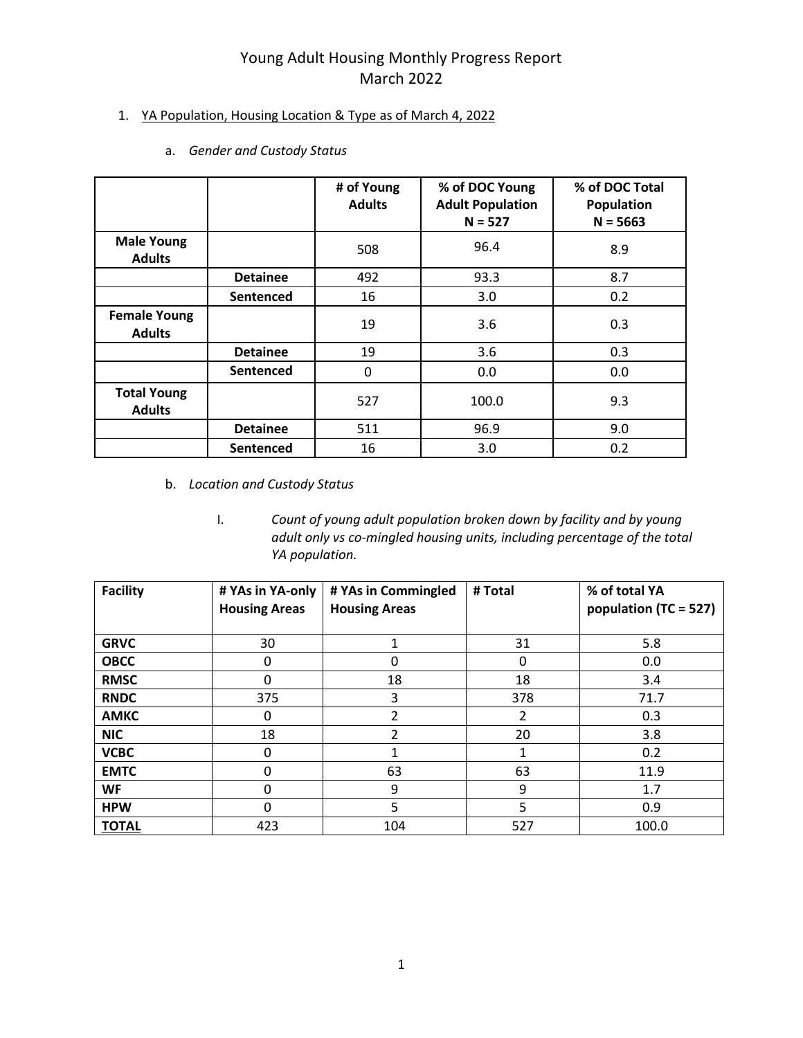# Young Adult Housing Monthly Progress Report
# March 2022

1. YA Population, Housing Location & Type as of March 4, 2022

   a. *Gender and Custody Status*

| | | # of Young Adults | % of DOC Young Adult Population N = 527 | % of DOC Total Population N = 5663 |
|---|---|---|---|---|
| **Male Young Adults** | | 508 | 96.4 | 8.9 |
| | **Detainee** | 492 | 93.3 | 8.7 |
| | **Sentenced** | 16 | 3.0 | 0.2 |
| **Female Young Adults** | | 19 | 3.6 | 0.3 |
| | **Detainee** | 19 | 3.6 | 0.3 |
| | **Sentenced** | 0 | 0.0 | 0.0 |
| **Total Young Adults** | | 527 | 100.0 | 9.3 |
| | **Detainee** | 511 | 96.9 | 9.0 |
| | **Sentenced** | 16 | 3.0 | 0.2 |

   b. *Location and Custody Status*

      I. *Count of young adult population broken down by facility and by young adult only vs co-mingled housing units, including percentage of the total YA population.*

| Facility | # YAs in YA-only Housing Areas | # YAs in Commingled Housing Areas | # Total | % of total YA population (TC = 527) |
|---|---|---|---|---|
| **GRVC** | 30 | 1 | 31 | 5.8 |
| **OBCC** | 0 | 0 | 0 | 0.0 |
| **RMSC** | 0 | 18 | 18 | 3.4 |
| **RNDC** | 375 | 3 | 378 | 71.7 |
| **AMKC** | 0 | 2 | 2 | 0.3 |
| **NIC** | 18 | 2 | 20 | 3.8 |
| **VCBC** | 0 | 1 | 1 | 0.2 |
| **EMTC** | 0 | 63 | 63 | 11.9 |
| **WF** | 0 | 9 | 9 | 1.7 |
| **HPW** | 0 | 5 | 5 | 0.9 |
| **TOTAL** | 423 | 104 | 527 | 100.0 |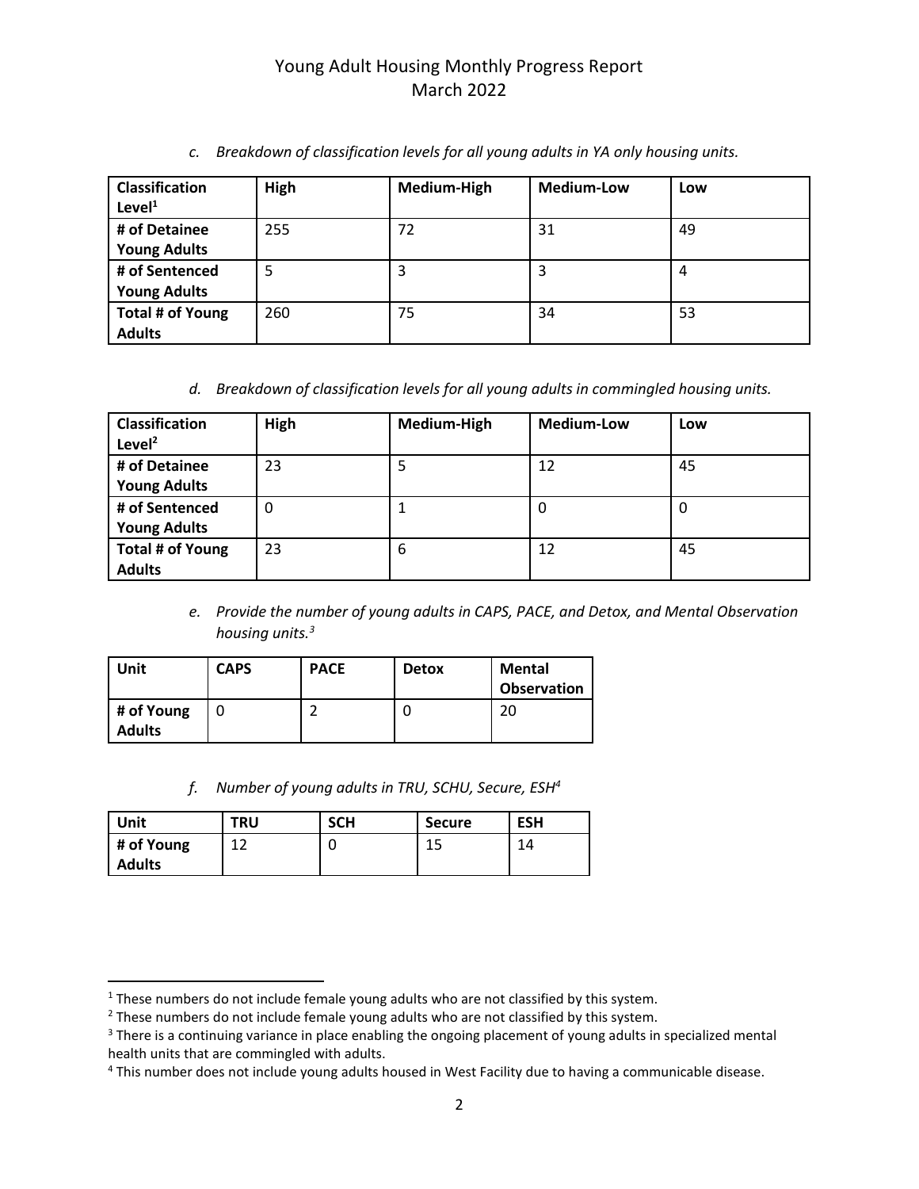c. *Breakdown of classification levels for all young adults in YA only housing units.*

| Classification Level[1] | High | Medium-High | Medium-Low | Low |
|---|---|---|---|---|
| # of Detainee Young Adults | 255 | 72 | 31 | 49 |
| # of Sentenced Young Adults | 5 | 3 | 3 | 4 |
| Total # of Young Adults | 260 | 75 | 34 | 53 |

d. *Breakdown of classification levels for all young adults in commingled housing units.*

| Classification Level[2] | High | Medium-High | Medium-Low | Low |
|---|---|---|---|---|
| # of Detainee Young Adults | 23 | 5 | 12 | 45 |
| # of Sentenced Young Adults | 0 | 1 | 0 | 0 |
| Total # of Young Adults | 23 | 6 | 12 | 45 |

e. *Provide the number of young adults in CAPS, PACE, and Detox, and Mental Observation housing units.[3]*

| Unit | CAPS | PACE | Detox | Mental Observation |
|---|---|---|---|---|
| # of Young Adults | 0 | 2 | 0 | 20 |

f. *Number of young adults in TRU, SCHU, Secure, ESH[4]*

| Unit | TRU | SCH | Secure | ESH |
|---|---|---|---|---|
| # of Young Adults | 12 | 0 | 15 | 14 |

[1] These numbers do not include female young adults who are not classified by this system.
[2] These numbers do not include female young adults who are not classified by this system.
[3] There is a continuing variance in place enabling the ongoing placement of young adults in specialized mental health units that are commingled with adults.
[4] This number does not include young adults housed in West Facility due to having a communicable disease.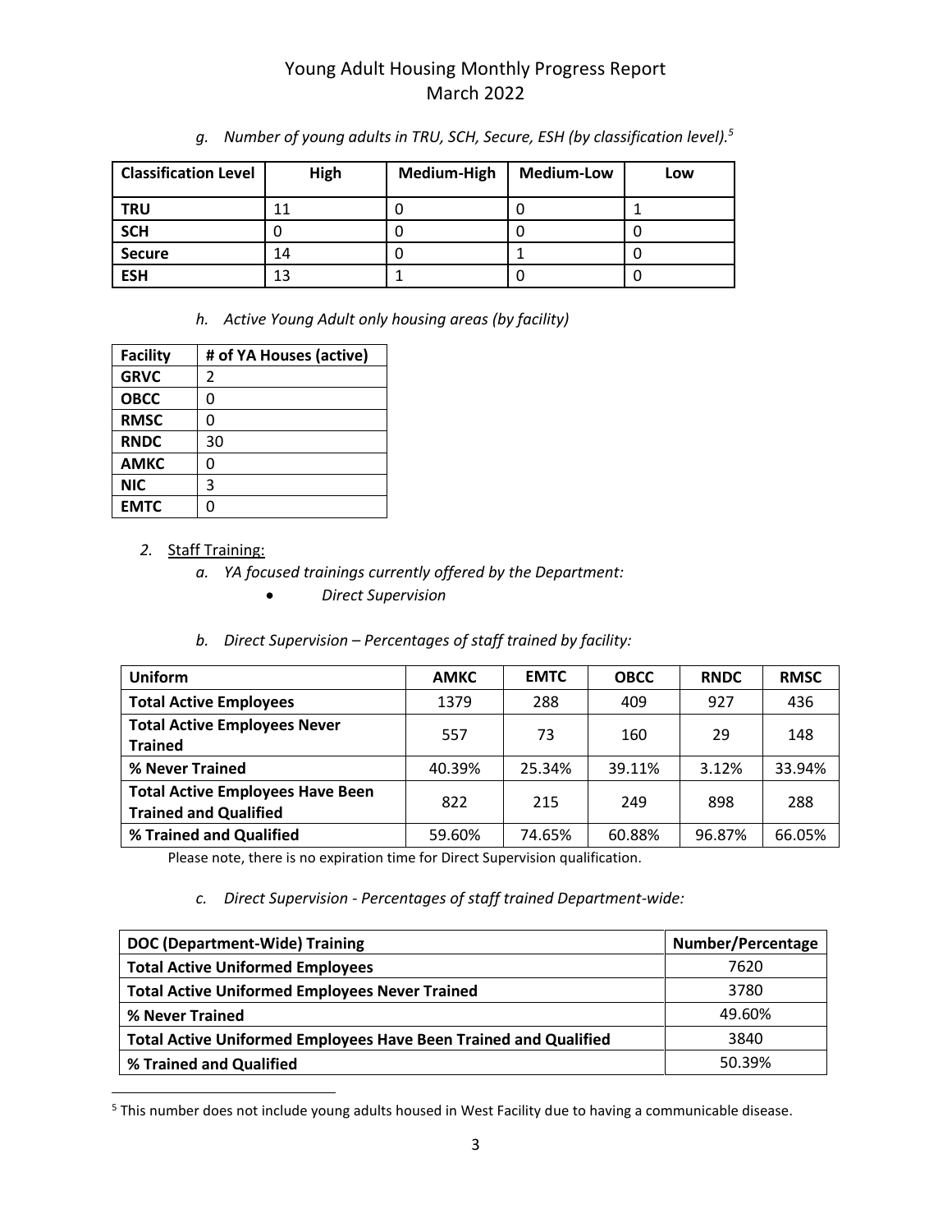*g. Number of young adults in TRU, SCH, Secure, ESH (by classification level).[5]*

| Classification Level | High | Medium-High | Medium-Low | Low |
|---|---|---|---|---|
| **TRU** | 11 | 0 | 0 | 1 |
| **SCH** | 0 | 0 | 0 | 0 |
| **Secure** | 14 | 0 | 1 | 0 |
| **ESH** | 13 | 1 | 0 | 0 |

*h. Active Young Adult only housing areas (by facility)*

| Facility | # of YA Houses (active) |
|---|---|
| **GRVC** | 2 |
| **OBCC** | 0 |
| **RMSC** | 0 |
| **RNDC** | 30 |
| **AMKC** | 0 |
| **NIC** | 3 |
| **EMTC** | 0 |

2. Staff Training:
   *a. YA focused trainings currently offered by the Department:*
      - *Direct Supervision*

   *b. Direct Supervision – Percentages of staff trained by facility:*

| Uniform | AMKC | EMTC | OBCC | RNDC | RMSC |
|---|---|---|---|---|---|
| **Total Active Employees** | 1379 | 288 | 409 | 927 | 436 |
| **Total Active Employees Never Trained** | 557 | 73 | 160 | 29 | 148 |
| **% Never Trained** | 40.39% | 25.34% | 39.11% | 3.12% | 33.94% |
| **Total Active Employees Have Been Trained and Qualified** | 822 | 215 | 249 | 898 | 288 |
| **% Trained and Qualified** | 59.60% | 74.65% | 60.88% | 96.87% | 66.05% |

Please note, there is no expiration time for Direct Supervision qualification.

   *c. Direct Supervision - Percentages of staff trained Department-wide:*

| DOC (Department-Wide) Training | Number/Percentage |
|---|---|
| **Total Active Uniformed Employees** | 7620 |
| **Total Active Uniformed Employees Never Trained** | 3780 |
| **% Never Trained** | 49.60% |
| **Total Active Uniformed Employees Have Been Trained and Qualified** | 3840 |
| **% Trained and Qualified** | 50.39% |

[5] This number does not include young adults housed in West Facility due to having a communicable disease.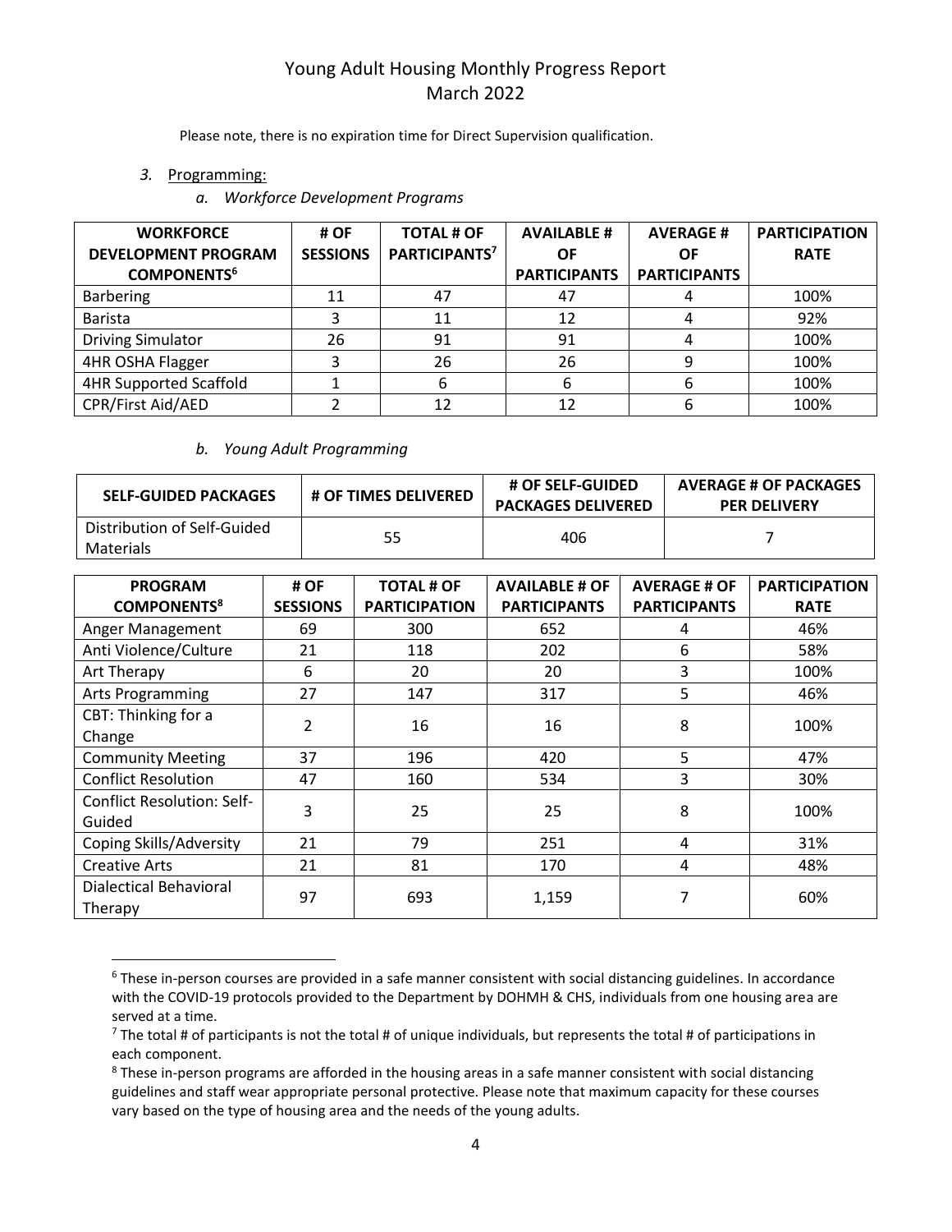Please note, there is no expiration time for Direct Supervision qualification.

3. Programming:

   *a. Workforce Development Programs*

| WORKFORCE DEVELOPMENT PROGRAM COMPONENTS[6] | # OF SESSIONS | TOTAL # OF PARTICIPANTS[7] | AVAILABLE # OF PARTICIPANTS | AVERAGE # OF PARTICIPANTS | PARTICIPATION RATE |
|---|---|---|---|---|---|
| Barbering | 11 | 47 | 47 | 4 | 100% |
| Barista | 3 | 11 | 12 | 4 | 92% |
| Driving Simulator | 26 | 91 | 91 | 4 | 100% |
| 4HR OSHA Flagger | 3 | 26 | 26 | 9 | 100% |
| 4HR Supported Scaffold | 1 | 6 | 6 | 6 | 100% |
| CPR/First Aid/AED | 2 | 12 | 12 | 6 | 100% |

   *b. Young Adult Programming*

| SELF-GUIDED PACKAGES | # OF TIMES DELIVERED | # OF SELF-GUIDED PACKAGES DELIVERED | AVERAGE # OF PACKAGES PER DELIVERY |
|---|---|---|---|
| Distribution of Self-Guided Materials | 55 | 406 | 7 |

| PROGRAM COMPONENTS[8] | # OF SESSIONS | TOTAL # OF PARTICIPATION | AVAILABLE # OF PARTICIPANTS | AVERAGE # OF PARTICIPANTS | PARTICIPATION RATE |
|---|---|---|---|---|---|
| Anger Management | 69 | 300 | 652 | 4 | 46% |
| Anti Violence/Culture | 21 | 118 | 202 | 6 | 58% |
| Art Therapy | 6 | 20 | 20 | 3 | 100% |
| Arts Programming | 27 | 147 | 317 | 5 | 46% |
| CBT: Thinking for a Change | 2 | 16 | 16 | 8 | 100% |
| Community Meeting | 37 | 196 | 420 | 5 | 47% |
| Conflict Resolution | 47 | 160 | 534 | 3 | 30% |
| Conflict Resolution: Self-Guided | 3 | 25 | 25 | 8 | 100% |
| Coping Skills/Adversity | 21 | 79 | 251 | 4 | 31% |
| Creative Arts | 21 | 81 | 170 | 4 | 48% |
| Dialectical Behavioral Therapy | 97 | 693 | 1,159 | 7 | 60% |

[6] These in-person courses are provided in a safe manner consistent with social distancing guidelines. In accordance with the COVID-19 protocols provided to the Department by DOHMH & CHS, individuals from one housing area are served at a time.

[7] The total # of participants is not the total # of unique individuals, but represents the total # of participations in each component.

[8] These in-person programs are afforded in the housing areas in a safe manner consistent with social distancing guidelines and staff wear appropriate personal protective. Please note that maximum capacity for these courses vary based on the type of housing area and the needs of the young adults.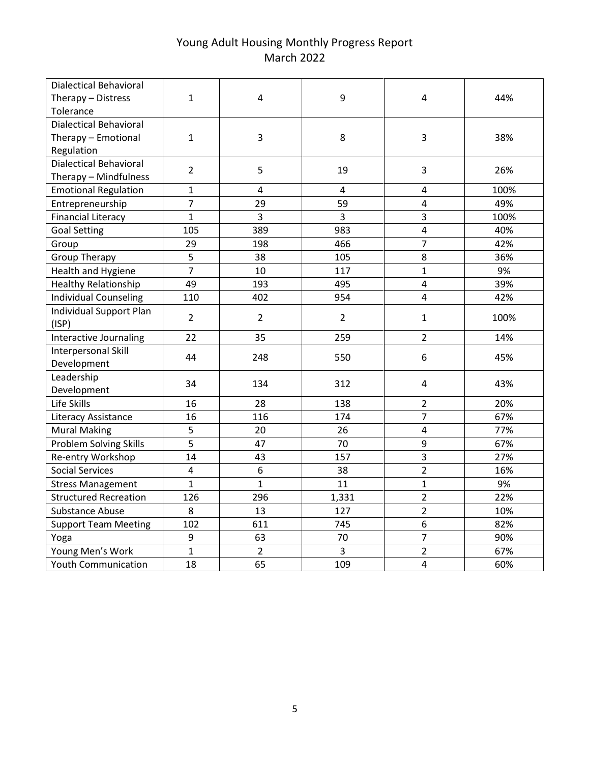# Young Adult Housing Monthly Progress Report
# March 2022

| | | | | | |
|---|---|---|---|---|---|
| Dialectical Behavioral Therapy – Distress Tolerance | 1 | 4 | 9 | 4 | 44% |
| Dialectical Behavioral Therapy – Emotional Regulation | 1 | 3 | 8 | 3 | 38% |
| Dialectical Behavioral Therapy – Mindfulness | 2 | 5 | 19 | 3 | 26% |
| Emotional Regulation | 1 | 4 | 4 | 4 | 100% |
| Entrepreneurship | 7 | 29 | 59 | 4 | 49% |
| Financial Literacy | 1 | 3 | 3 | 3 | 100% |
| Goal Setting | 105 | 389 | 983 | 4 | 40% |
| Group | 29 | 198 | 466 | 7 | 42% |
| Group Therapy | 5 | 38 | 105 | 8 | 36% |
| Health and Hygiene | 7 | 10 | 117 | 1 | 9% |
| Healthy Relationship | 49 | 193 | 495 | 4 | 39% |
| Individual Counseling | 110 | 402 | 954 | 4 | 42% |
| Individual Support Plan (ISP) | 2 | 2 | 2 | 1 | 100% |
| Interactive Journaling | 22 | 35 | 259 | 2 | 14% |
| Interpersonal Skill Development | 44 | 248 | 550 | 6 | 45% |
| Leadership Development | 34 | 134 | 312 | 4 | 43% |
| Life Skills | 16 | 28 | 138 | 2 | 20% |
| Literacy Assistance | 16 | 116 | 174 | 7 | 67% |
| Mural Making | 5 | 20 | 26 | 4 | 77% |
| Problem Solving Skills | 5 | 47 | 70 | 9 | 67% |
| Re-entry Workshop | 14 | 43 | 157 | 3 | 27% |
| Social Services | 4 | 6 | 38 | 2 | 16% |
| Stress Management | 1 | 1 | 11 | 1 | 9% |
| Structured Recreation | 126 | 296 | 1,331 | 2 | 22% |
| Substance Abuse | 8 | 13 | 127 | 2 | 10% |
| Support Team Meeting | 102 | 611 | 745 | 6 | 82% |
| Yoga | 9 | 63 | 70 | 7 | 90% |
| Young Men's Work | 1 | 2 | 3 | 2 | 67% |
| Youth Communication | 18 | 65 | 109 | 4 | 60% |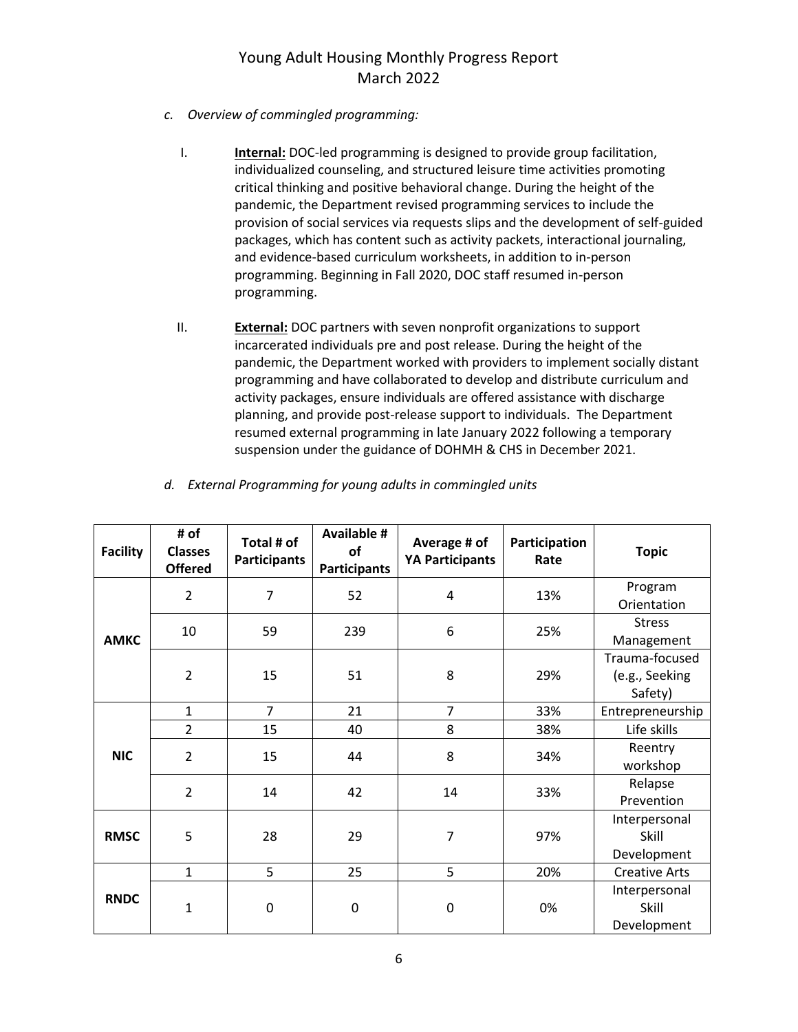*c. Overview of commingled programming:*

I. **Internal:** DOC-led programming is designed to provide group facilitation, individualized counseling, and structured leisure time activities promoting critical thinking and positive behavioral change. During the height of the pandemic, the Department revised programming services to include the provision of social services via requests slips and the development of self-guided packages, which has content such as activity packets, interactional journaling, and evidence-based curriculum worksheets, in addition to in-person programming. Beginning in Fall 2020, DOC staff resumed in-person programming.

II. **External:** DOC partners with seven nonprofit organizations to support incarcerated individuals pre and post release. During the height of the pandemic, the Department worked with providers to implement socially distant programming and have collaborated to develop and distribute curriculum and activity packages, ensure individuals are offered assistance with discharge planning, and provide post-release support to individuals. The Department resumed external programming in late January 2022 following a temporary suspension under the guidance of DOHMH & CHS in December 2021.

*d. External Programming for young adults in commingled units*

| Facility | # of Classes Offered | Total # of Participants | Available # of Participants | Average # of YA Participants | Participation Rate | Topic |
|---|---|---|---|---|---|---|
| AMKC | 2 | 7 | 52 | 4 | 13% | Program Orientation |
| | 10 | 59 | 239 | 6 | 25% | Stress Management |
| | 2 | 15 | 51 | 8 | 29% | Trauma-focused (e.g., Seeking Safety) |
| NIC | 1 | 7 | 21 | 7 | 33% | Entrepreneurship |
| | 2 | 15 | 40 | 8 | 38% | Life skills |
| | 2 | 15 | 44 | 8 | 34% | Reentry workshop |
| | 2 | 14 | 42 | 14 | 33% | Relapse Prevention |
| RMSC | 5 | 28 | 29 | 7 | 97% | Interpersonal Skill Development |
| RNDC | 1 | 5 | 25 | 5 | 20% | Creative Arts |
| | 1 | 0 | 0 | 0 | 0% | Interpersonal Skill Development |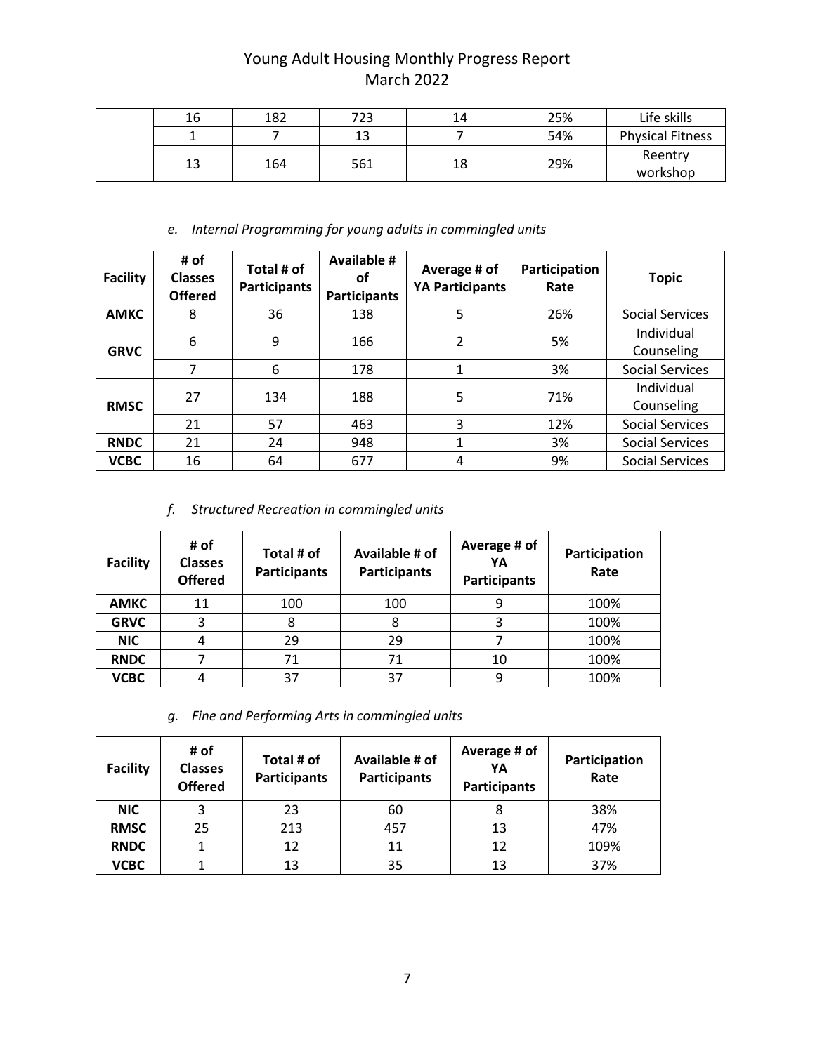| | | | | | | |
|---|---|---|---|---|---|---|
| | 16 | 182 | 723 | 14 | 25% | Life skills |
| | 1 | 7 | 13 | 7 | 54% | Physical Fitness |
| | 13 | 164 | 561 | 18 | 29% | Reentry workshop |

*e. Internal Programming for young adults in commingled units*

| Facility | # of Classes Offered | Total # of Participants | Available # of Participants | Average # of YA Participants | Participation Rate | Topic |
|---|---|---|---|---|---|---|
| **AMKC** | 8 | 36 | 138 | 5 | 26% | Social Services |
| **GRVC** | 6 | 9 | 166 | 2 | 5% | Individual Counseling |
| | 7 | 6 | 178 | 1 | 3% | Social Services |
| **RMSC** | 27 | 134 | 188 | 5 | 71% | Individual Counseling |
| | 21 | 57 | 463 | 3 | 12% | Social Services |
| **RNDC** | 21 | 24 | 948 | 1 | 3% | Social Services |
| **VCBC** | 16 | 64 | 677 | 4 | 9% | Social Services |

*f. Structured Recreation in commingled units*

| Facility | # of Classes Offered | Total # of Participants | Available # of Participants | Average # of YA Participants | Participation Rate |
|---|---|---|---|---|---|
| **AMKC** | 11 | 100 | 100 | 9 | 100% |
| **GRVC** | 3 | 8 | 8 | 3 | 100% |
| **NIC** | 4 | 29 | 29 | 7 | 100% |
| **RNDC** | 7 | 71 | 71 | 10 | 100% |
| **VCBC** | 4 | 37 | 37 | 9 | 100% |

*g. Fine and Performing Arts in commingled units*

| Facility | # of Classes Offered | Total # of Participants | Available # of Participants | Average # of YA Participants | Participation Rate |
|---|---|---|---|---|---|
| **NIC** | 3 | 23 | 60 | 8 | 38% |
| **RMSC** | 25 | 213 | 457 | 13 | 47% |
| **RNDC** | 1 | 12 | 11 | 12 | 109% |
| **VCBC** | 1 | 13 | 35 | 13 | 37% |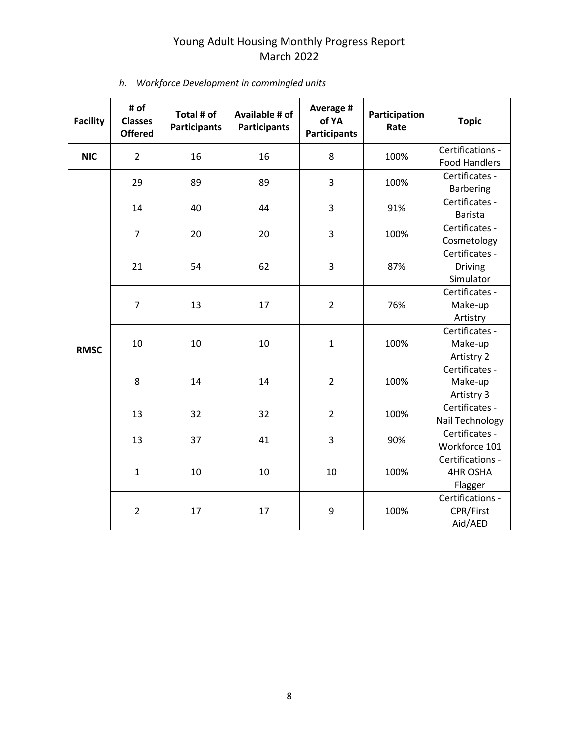Young Adult Housing Monthly Progress Report
March 2022

*h. Workforce Development in commingled units*

| Facility | # of Classes Offered | Total # of Participants | Available # of Participants | Average # of YA Participants | Participation Rate | Topic |
|---|---|---|---|---|---|---|
| **NIC** | 2 | 16 | 16 | 8 | 100% | Certifications - Food Handlers |
| **RMSC** | 29 | 89 | 89 | 3 | 100% | Certificates - Barbering |
| | 14 | 40 | 44 | 3 | 91% | Certificates - Barista |
| | 7 | 20 | 20 | 3 | 100% | Certificates - Cosmetology |
| | 21 | 54 | 62 | 3 | 87% | Certificates - Driving Simulator |
| | 7 | 13 | 17 | 2 | 76% | Certificates - Make-up Artistry |
| | 10 | 10 | 10 | 1 | 100% | Certificates - Make-up Artistry 2 |
| | 8 | 14 | 14 | 2 | 100% | Certificates - Make-up Artistry 3 |
| | 13 | 32 | 32 | 2 | 100% | Certificates - Nail Technology |
| | 13 | 37 | 41 | 3 | 90% | Certificates - Workforce 101 |
| | 1 | 10 | 10 | 10 | 100% | Certifications - 4HR OSHA Flagger |
| | 2 | 17 | 17 | 9 | 100% | Certifications - CPR/First Aid/AED |